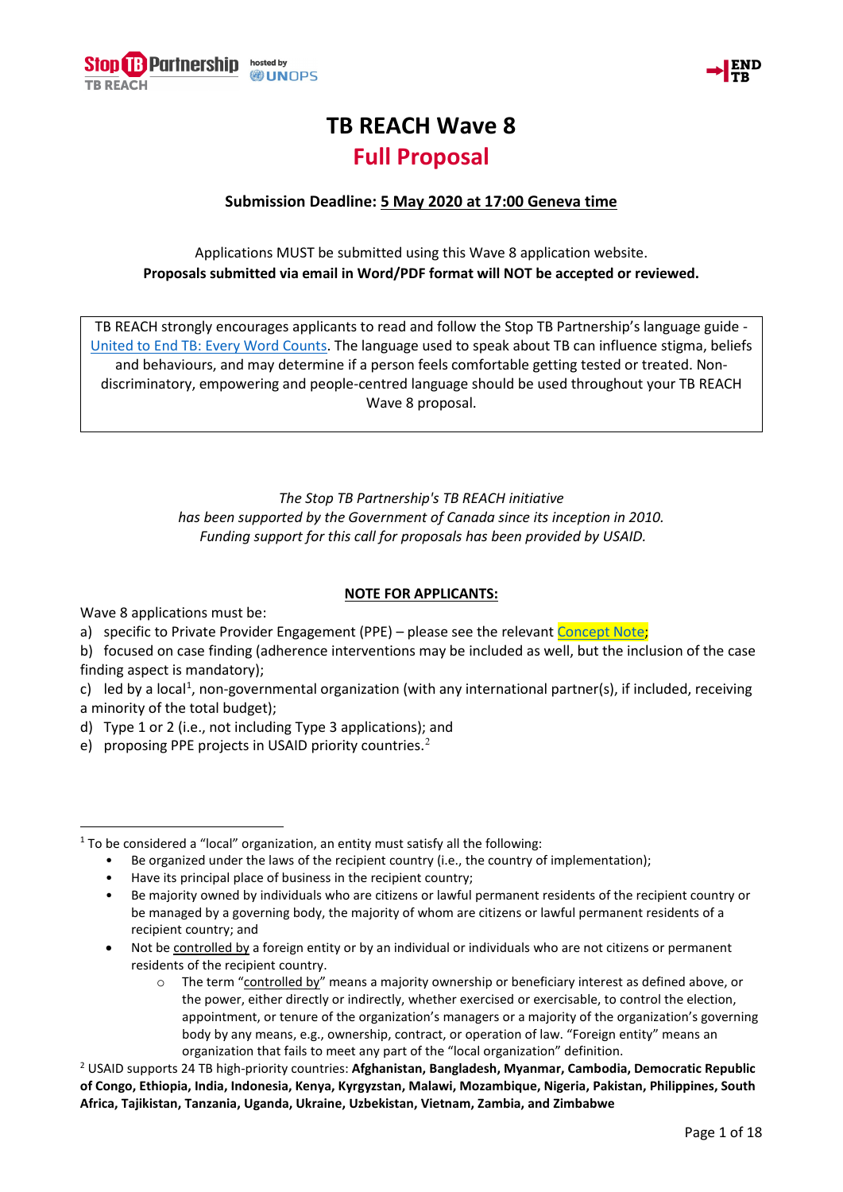# TB REACH Wave 8

## Full Proposal

**Submission Deadline: 5 May 2020 at 17:00 Geneva time**

Applications MUST be submitted using this Wave 8 application website.
**Proposals submitted via email in Word/PDF format will NOT be accepted or reviewed.**

> TB REACH strongly encourages applicants to read and follow the Stop TB Partnership's language guide - United to End TB: Every Word Counts. The language used to speak about TB can influence stigma, beliefs and behaviours, and may determine if a person feels comfortable getting tested or treated. Non-discriminatory, empowering and people-centred language should be used throughout your TB REACH Wave 8 proposal.

*The Stop TB Partnership's TB REACH initiative*
*has been supported by the Government of Canada since its inception in 2010.*
*Funding support for this call for proposals has been provided by USAID.*

**NOTE FOR APPLICANTS:**

Wave 8 applications must be:

a) specific to Private Provider Engagement (PPE) – please see the relevant Concept Note;
b) focused on case finding (adherence interventions may be included as well, but the inclusion of the case finding aspect is mandatory);
c) led by a local[1], non-governmental organization (with any international partner(s), if included, receiving a minority of the total budget);
d) Type 1 or 2 (i.e., not including Type 3 applications); and
e) proposing PPE projects in USAID priority countries.[2]

---

[1] To be considered a "local" organization, an entity must satisfy all the following:

- Be organized under the laws of the recipient country (i.e., the country of implementation);
- Have its principal place of business in the recipient country;
- Be majority owned by individuals who are citizens or lawful permanent residents of the recipient country or be managed by a governing body, the majority of whom are citizens or lawful permanent residents of a recipient country; and
- Not be controlled by a foreign entity or by an individual or individuals who are not citizens or permanent residents of the recipient country.
  - The term "controlled by" means a majority ownership or beneficiary interest as defined above, or the power, either directly or indirectly, whether exercised or exercisable, to control the election, appointment, or tenure of the organization's managers or a majority of the organization's governing body by any means, e.g., ownership, contract, or operation of law. "Foreign entity" means an organization that fails to meet any part of the "local organization" definition.

[2] USAID supports 24 TB high-priority countries: **Afghanistan, Bangladesh, Myanmar, Cambodia, Democratic Republic of Congo, Ethiopia, India, Indonesia, Kenya, Kyrgyzstan, Malawi, Mozambique, Nigeria, Pakistan, Philippines, South Africa, Tajikistan, Tanzania, Uganda, Ukraine, Uzbekistan, Vietnam, Zambia, and Zimbabwe**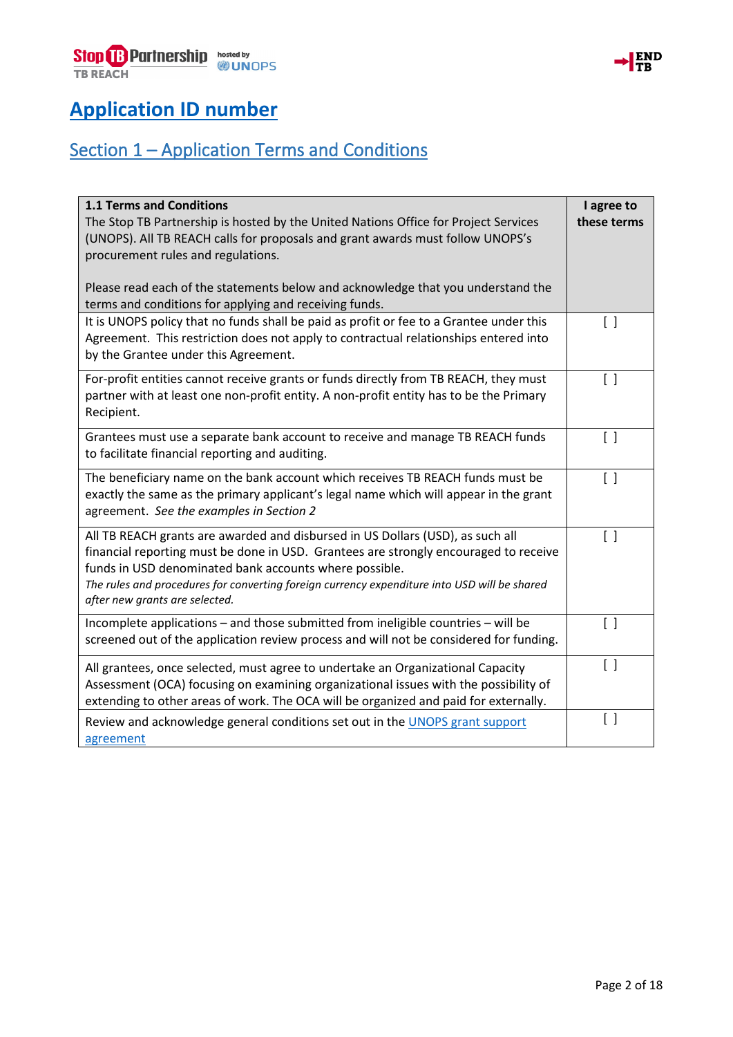# Application ID number

## Section 1 – Application Terms and Conditions

| **1.1 Terms and Conditions**<br>The Stop TB Partnership is hosted by the United Nations Office for Project Services (UNOPS). All TB REACH calls for proposals and grant awards must follow UNOPS's procurement rules and regulations.<br><br>Please read each of the statements below and acknowledge that you understand the terms and conditions for applying and receiving funds. | **I agree to these terms** |
|---|---|
| It is UNOPS policy that no funds shall be paid as profit or fee to a Grantee under this Agreement. This restriction does not apply to contractual relationships entered into by the Grantee under this Agreement. | [ ] |
| For-profit entities cannot receive grants or funds directly from TB REACH, they must partner with at least one non-profit entity. A non-profit entity has to be the Primary Recipient. | [ ] |
| Grantees must use a separate bank account to receive and manage TB REACH funds to facilitate financial reporting and auditing. | [ ] |
| The beneficiary name on the bank account which receives TB REACH funds must be exactly the same as the primary applicant's legal name which will appear in the grant agreement. *See the examples in Section 2* | [ ] |
| All TB REACH grants are awarded and disbursed in US Dollars (USD), as such all financial reporting must be done in USD. Grantees are strongly encouraged to receive funds in USD denominated bank accounts where possible.<br>*The rules and procedures for converting foreign currency expenditure into USD will be shared after new grants are selected.* | [ ] |
| Incomplete applications – and those submitted from ineligible countries – will be screened out of the application review process and will not be considered for funding. | [ ] |
| All grantees, once selected, must agree to undertake an Organizational Capacity Assessment (OCA) focusing on examining organizational issues with the possibility of extending to other areas of work. The OCA will be organized and paid for externally. | [ ] |
| Review and acknowledge general conditions set out in the UNOPS grant support agreement | [ ] |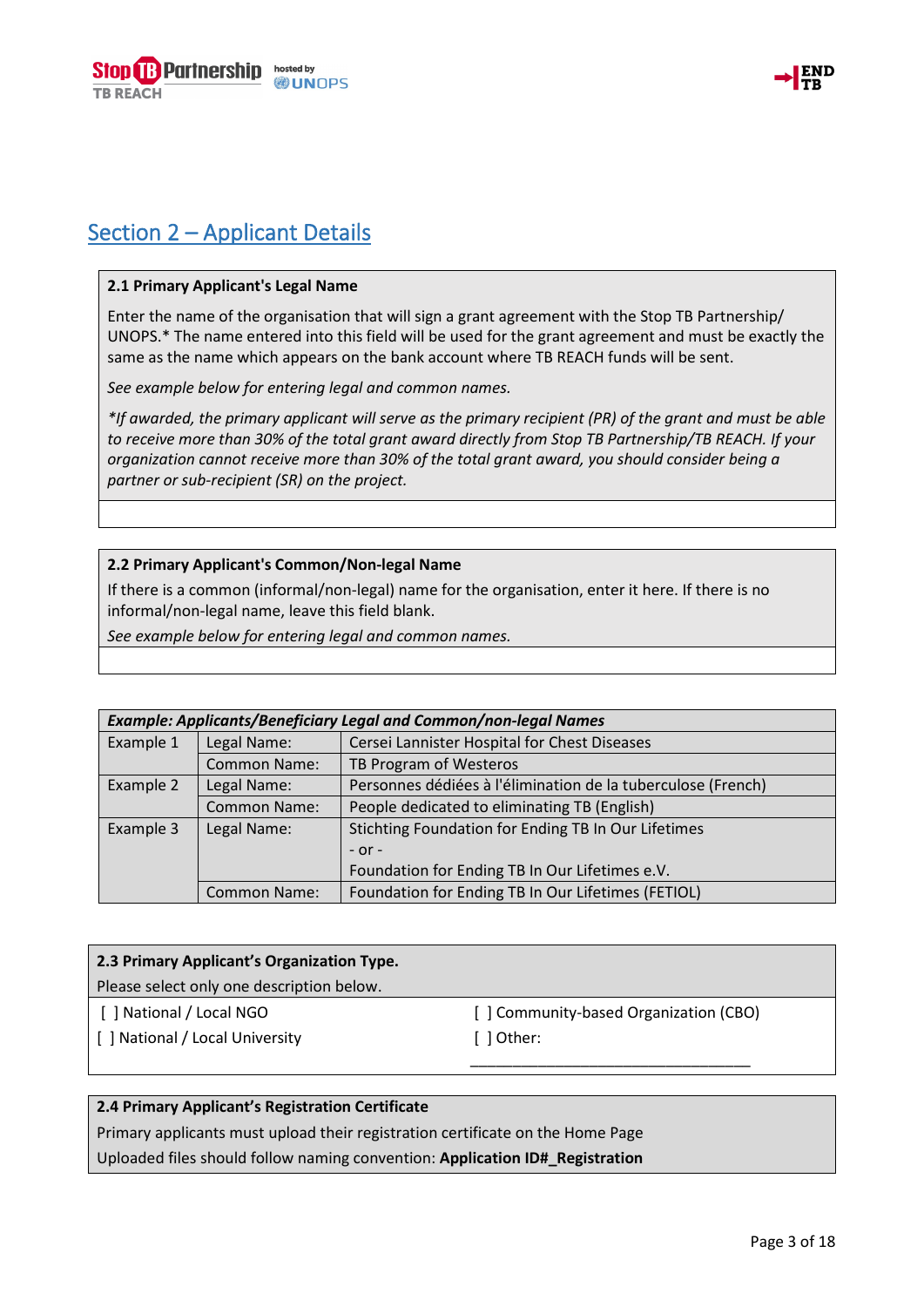## Section 2 – Applicant Details

**2.1 Primary Applicant's Legal Name**

Enter the name of the organisation that will sign a grant agreement with the Stop TB Partnership/ UNOPS.* The name entered into this field will be used for the grant agreement and must be exactly the same as the name which appears on the bank account where TB REACH funds will be sent.

*See example below for entering legal and common names.*

*\*If awarded, the primary applicant will serve as the primary recipient (PR) of the grant and must be able to receive more than 30% of the total grant award directly from Stop TB Partnership/TB REACH. If your organization cannot receive more than 30% of the total grant award, you should consider being a partner or sub-recipient (SR) on the project.*

**2.2 Primary Applicant's Common/Non-legal Name**

If there is a common (informal/non-legal) name for the organisation, enter it here. If there is no informal/non-legal name, leave this field blank.

*See example below for entering legal and common names.*

| ***Example: Applicants/Beneficiary Legal and Common/non-legal Names*** | | |
|---|---|---|
| Example 1 | Legal Name: | Cersei Lannister Hospital for Chest Diseases |
| | Common Name: | TB Program of Westeros |
| Example 2 | Legal Name: | Personnes dédiées à l'élimination de la tuberculose (French) |
| | Common Name: | People dedicated to eliminating TB (English) |
| Example 3 | Legal Name: | Stichting Foundation for Ending TB In Our Lifetimes<br>- or -<br>Foundation for Ending TB In Our Lifetimes e.V. |
| | Common Name: | Foundation for Ending TB In Our Lifetimes (FETIOL) |

**2.3 Primary Applicant's Organization Type.**

Please select only one description below.

[ ] National / Local NGO

[ ] National / Local University

[ ] Community-based Organization (CBO)

[ ] Other: ________________________________

**2.4 Primary Applicant's Registration Certificate**

Primary applicants must upload their registration certificate on the Home Page

Uploaded files should follow naming convention: **Application ID#_Registration**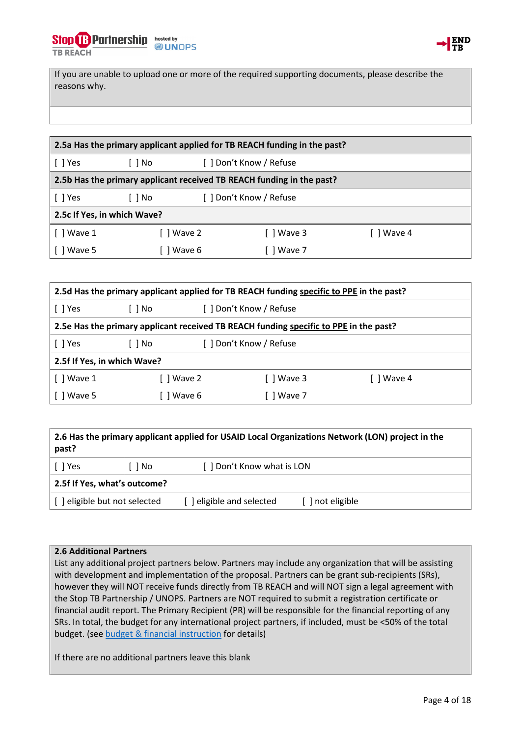| If you are unable to upload one or more of the required supporting documents, please describe the reasons why. |
|---|
| |

| **2.5a Has the primary applicant applied for TB REACH funding in the past?** | | | |
|---|---|---|---|
| [ ] Yes | [ ] No | [ ] Don't Know / Refuse | |
| **2.5b Has the primary applicant received TB REACH funding in the past?** | | | |
| [ ] Yes | [ ] No | [ ] Don't Know / Refuse | |
| **2.5c If Yes, in which Wave?** | | | |
| [ ] Wave 1 | [ ] Wave 2 | [ ] Wave 3 | [ ] Wave 4 |
| [ ] Wave 5 | [ ] Wave 6 | [ ] Wave 7 | |

| **2.5d Has the primary applicant applied for TB REACH funding <u>specific to PPE</u> in the past?** | | | |
|---|---|---|---|
| [ ] Yes | [ ] No | [ ] Don't Know / Refuse | |
| **2.5e Has the primary applicant received TB REACH funding <u>specific to PPE</u> in the past?** | | | |
| [ ] Yes | [ ] No | [ ] Don't Know / Refuse | |
| **2.5f If Yes, in which Wave?** | | | |
| [ ] Wave 1 | [ ] Wave 2 | [ ] Wave 3 | [ ] Wave 4 |
| [ ] Wave 5 | [ ] Wave 6 | [ ] Wave 7 | |

| **2.6 Has the primary applicant applied for USAID Local Organizations Network (LON) project in the past?** | | |
|---|---|---|
| [ ] Yes | [ ] No | [ ] Don't Know what is LON |
| **2.5f If Yes, what's outcome?** | | |
| [ ] eligible but not selected | [ ] eligible and selected | [ ] not eligible |

**2.6 Additional Partners**

List any additional project partners below. Partners may include any organization that will be assisting with development and implementation of the proposal. Partners can be grant sub-recipients (SRs), however they will NOT receive funds directly from TB REACH and will NOT sign a legal agreement with the Stop TB Partnership / UNOPS. Partners are NOT required to submit a registration certificate or financial audit report. The Primary Recipient (PR) will be responsible for the financial reporting of any SRs. In total, the budget for any international project partners, if included, must be <50% of the total budget. (see budget & financial instruction for details)

If there are no additional partners leave this blank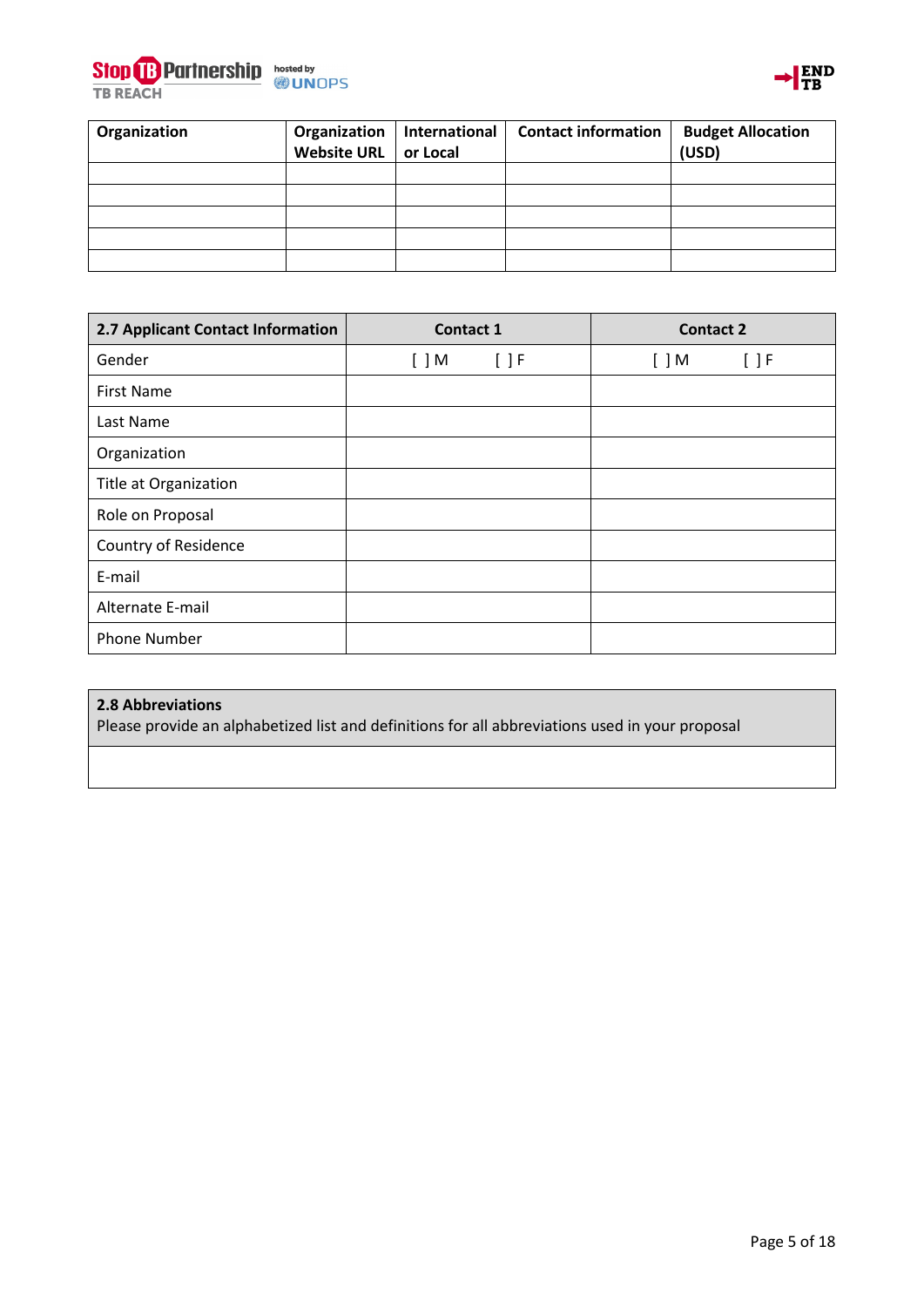| Organization | Organization Website URL | International or Local | Contact information | Budget Allocation (USD) |
|---|---|---|---|---|
| | | | | |
| | | | | |
| | | | | |
| | | | | |
| | | | | |

| 2.7 Applicant Contact Information | Contact 1 | Contact 2 |
|---|---|---|
| Gender | [ ] M [ ] F | [ ] M [ ] F |
| First Name | | |
| Last Name | | |
| Organization | | |
| Title at Organization | | |
| Role on Proposal | | |
| Country of Residence | | |
| E-mail | | |
| Alternate E-mail | | |
| Phone Number | | |

| **2.8 Abbreviations**<br>Please provide an alphabetized list and definitions for all abbreviations used in your proposal |
|---|
| |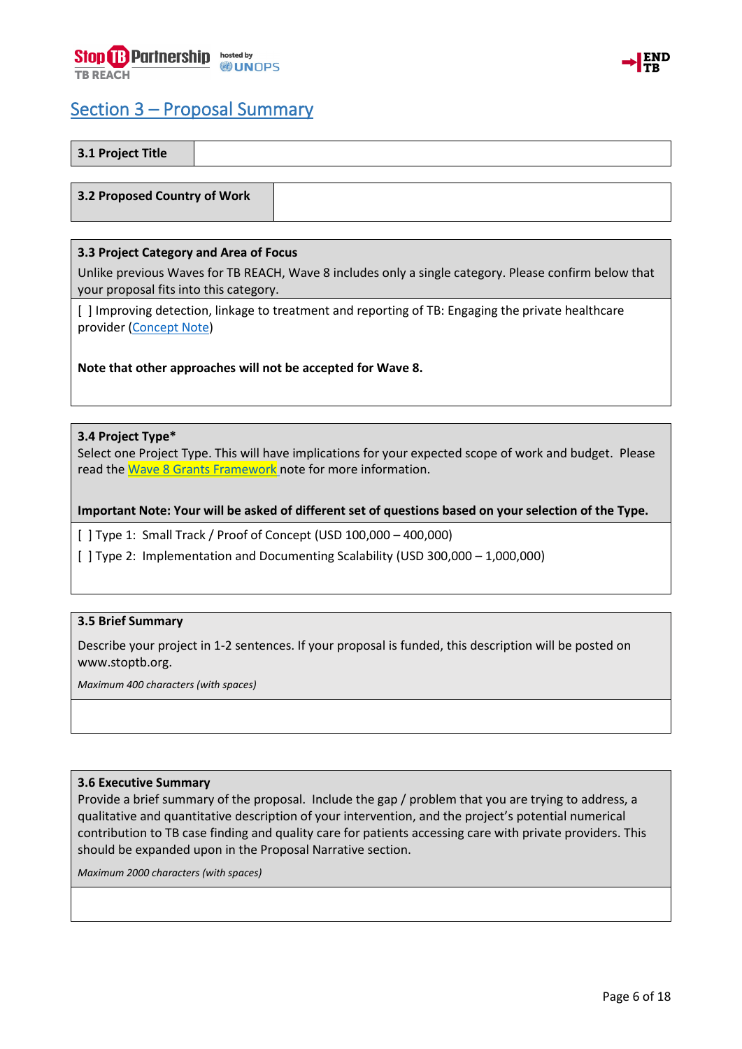## Section 3 – Proposal Summary

| | |
|---|---|
| **3.1 Project Title** | |

| | |
|---|---|
| **3.2 Proposed Country of Work** | |

**3.3 Project Category and Area of Focus**

Unlike previous Waves for TB REACH, Wave 8 includes only a single category. Please confirm below that your proposal fits into this category.

[ ] Improving detection, linkage to treatment and reporting of TB: Engaging the private healthcare provider (Concept Note)

**Note that other approaches will not be accepted for Wave 8.**

**3.4 Project Type***

Select one Project Type. This will have implications for your expected scope of work and budget. Please read the Wave 8 Grants Framework note for more information.

**Important Note: Your will be asked of different set of questions based on your selection of the Type.**

[ ] Type 1: Small Track / Proof of Concept (USD 100,000 – 400,000)

[ ] Type 2: Implementation and Documenting Scalability (USD 300,000 – 1,000,000)

**3.5 Brief Summary**

Describe your project in 1-2 sentences. If your proposal is funded, this description will be posted on www.stoptb.org.

*Maximum 400 characters (with spaces)*

**3.6 Executive Summary**

Provide a brief summary of the proposal. Include the gap / problem that you are trying to address, a qualitative and quantitative description of your intervention, and the project's potential numerical contribution to TB case finding and quality care for patients accessing care with private providers. This should be expanded upon in the Proposal Narrative section.

*Maximum 2000 characters (with spaces)*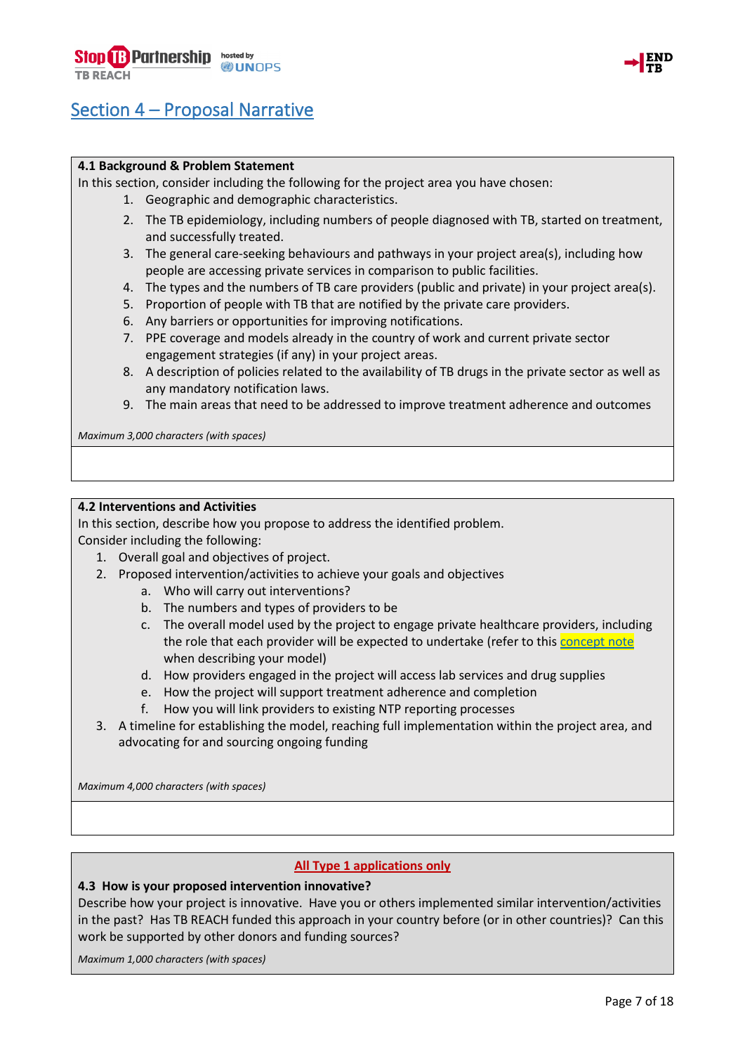## Section 4 – Proposal Narrative

**4.1 Background & Problem Statement**

In this section, consider including the following for the project area you have chosen:

1. Geographic and demographic characteristics.
2. The TB epidemiology, including numbers of people diagnosed with TB, started on treatment, and successfully treated.
3. The general care-seeking behaviours and pathways in your project area(s), including how people are accessing private services in comparison to public facilities.
4. The types and the numbers of TB care providers (public and private) in your project area(s).
5. Proportion of people with TB that are notified by the private care providers.
6. Any barriers or opportunities for improving notifications.
7. PPE coverage and models already in the country of work and current private sector engagement strategies (if any) in your project areas.
8. A description of policies related to the availability of TB drugs in the private sector as well as any mandatory notification laws.
9. The main areas that need to be addressed to improve treatment adherence and outcomes

*Maximum 3,000 characters (with spaces)*

**4.2 Interventions and Activities**

In this section, describe how you propose to address the identified problem.

Consider including the following:

1. Overall goal and objectives of project.
2. Proposed intervention/activities to achieve your goals and objectives
   a. Who will carry out interventions?
   b. The numbers and types of providers to be
   c. The overall model used by the project to engage private healthcare providers, including the role that each provider will be expected to undertake (refer to this concept note when describing your model)
   d. How providers engaged in the project will access lab services and drug supplies
   e. How the project will support treatment adherence and completion
   f. How you will link providers to existing NTP reporting processes
3. A timeline for establishing the model, reaching full implementation within the project area, and advocating for and sourcing ongoing funding

*Maximum 4,000 characters (with spaces)*

**All Type 1 applications only**

**4.3 How is your proposed intervention innovative?**

Describe how your project is innovative. Have you or others implemented similar intervention/activities in the past? Has TB REACH funded this approach in your country before (or in other countries)? Can this work be supported by other donors and funding sources?

*Maximum 1,000 characters (with spaces)*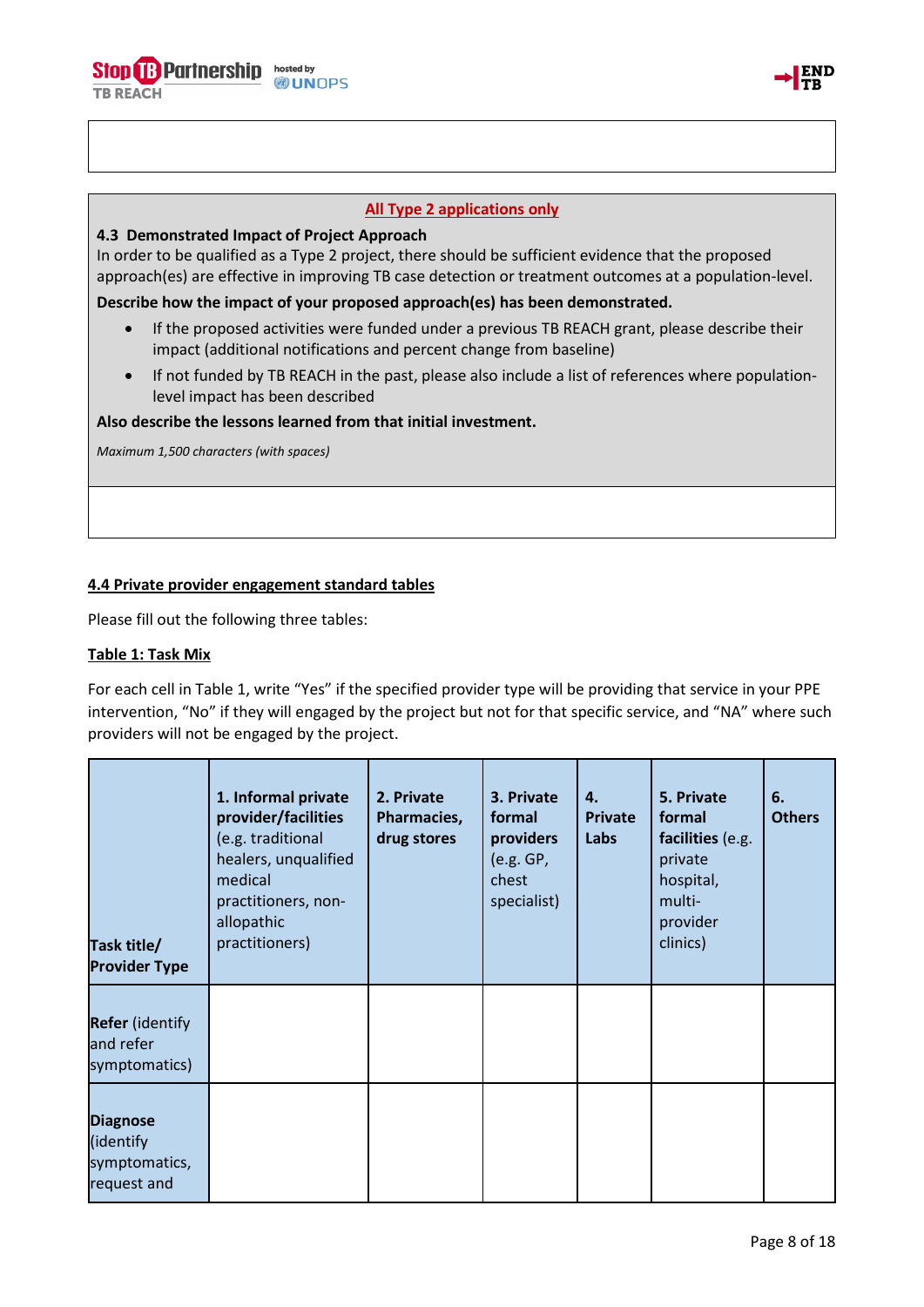**All Type 2 applications only**

**4.3 Demonstrated Impact of Project Approach**

In order to be qualified as a Type 2 project, there should be sufficient evidence that the proposed approach(es) are effective in improving TB case detection or treatment outcomes at a population-level.

**Describe how the impact of your proposed approach(es) has been demonstrated.**

- If the proposed activities were funded under a previous TB REACH grant, please describe their impact (additional notifications and percent change from baseline)
- If not funded by TB REACH in the past, please also include a list of references where population-level impact has been described

**Also describe the lessons learned from that initial investment.**

*Maximum 1,500 characters (with spaces)*

**4.4 Private provider engagement standard tables**

Please fill out the following three tables:

**Table 1: Task Mix**

For each cell in Table 1, write "Yes" if the specified provider type will be providing that service in your PPE intervention, "No" if they will engaged by the project but not for that specific service, and "NA" where such providers will not be engaged by the project.

| **Task title/ Provider Type** | **1. Informal private provider/facilities** (e.g. traditional healers, unqualified medical practitioners, non-allopathic practitioners) | **2. Private Pharmacies, drug stores** | **3. Private formal providers** (e.g. GP, chest specialist) | **4. Private Labs** | **5. Private formal facilities** (e.g. private hospital, multi-provider clinics) | **6. Others** |
|---|---|---|---|---|---|---|
| **Refer** (identify and refer symptomatics) | | | | | | |
| **Diagnose** (identify symptomatics, request and | | | | | | |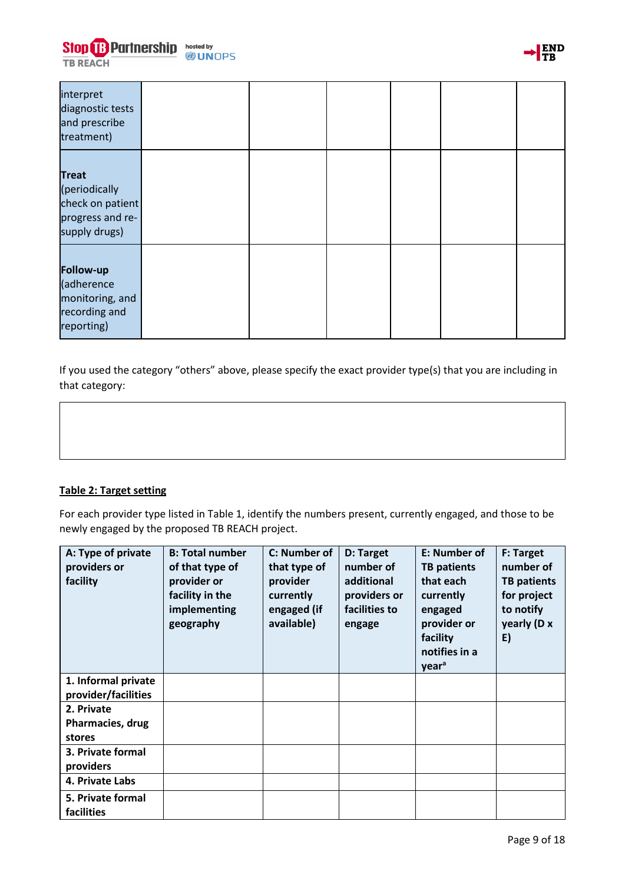| | | | | | | |
|---|---|---|---|---|---|---|
| interpret diagnostic tests and prescribe treatment) | | | | | | |
| **Treat** (periodically check on patient progress and re-supply drugs) | | | | | | |
| **Follow-up** (adherence monitoring, and recording and reporting) | | | | | | |

If you used the category "others" above, please specify the exact provider type(s) that you are including in that category:

| |
|---|
| |

**Table 2: Target setting**

For each provider type listed in Table 1, identify the numbers present, currently engaged, and those to be newly engaged by the proposed TB REACH project.

| A: Type of private providers or facility | B: Total number of that type of provider or facility in the implementing geography | C: Number of that type of provider currently engaged (if available) | D: Target number of additional providers or facilities to engage | E: Number of TB patients that each currently engaged provider or facility notifies in a year[a] | F: Target number of TB patients for project to notify yearly (D x E) |
|---|---|---|---|---|---|
| **1. Informal private provider/facilities** | | | | | |
| **2. Private Pharmacies, drug stores** | | | | | |
| **3. Private formal providers** | | | | | |
| **4. Private Labs** | | | | | |
| **5. Private formal facilities** | | | | | |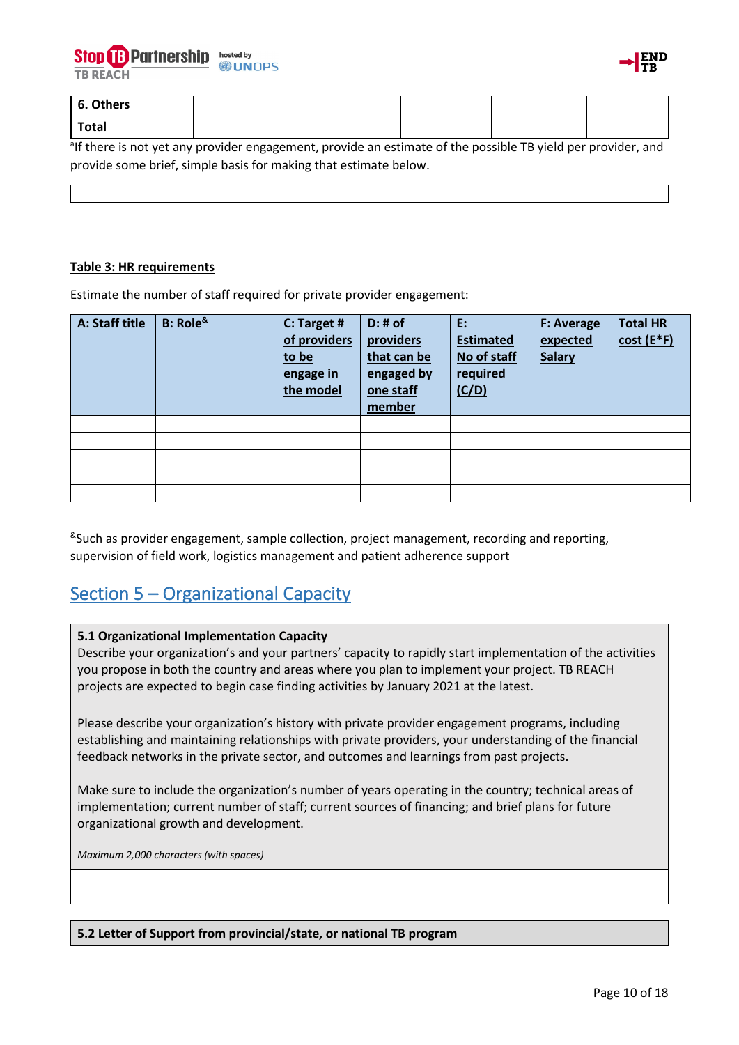| | | | | | |
|---|---|---|---|---|---|
| **6. Others** | | | | | |
| **Total** | | | | | |

[a]If there is not yet any provider engagement, provide an estimate of the possible TB yield per provider, and provide some brief, simple basis for making that estimate below.

| |
|---|
| |

**Table 3: HR requirements**

Estimate the number of staff required for private provider engagement:

| A: Staff title | B: Role[&] | C: Target # of providers to be engage in the model | D: # of providers that can be engaged by one staff member | E: Estimated No of staff required (C/D) | F: Average expected Salary | Total HR cost (E*F) |
|---|---|---|---|---|---|---|
| | | | | | | |
| | | | | | | |
| | | | | | | |
| | | | | | | |
| | | | | | | |

[&]Such as provider engagement, sample collection, project management, recording and reporting, supervision of field work, logistics management and patient adherence support

## Section 5 – Organizational Capacity

**5.1 Organizational Implementation Capacity**

Describe your organization's and your partners' capacity to rapidly start implementation of the activities you propose in both the country and areas where you plan to implement your project. TB REACH projects are expected to begin case finding activities by January 2021 at the latest.

Please describe your organization's history with private provider engagement programs, including establishing and maintaining relationships with private providers, your understanding of the financial feedback networks in the private sector, and outcomes and learnings from past projects.

Make sure to include the organization's number of years operating in the country; technical areas of implementation; current number of staff; current sources of financing; and brief plans for future organizational growth and development.

*Maximum 2,000 characters (with spaces)*

**5.2 Letter of Support from provincial/state, or national TB program**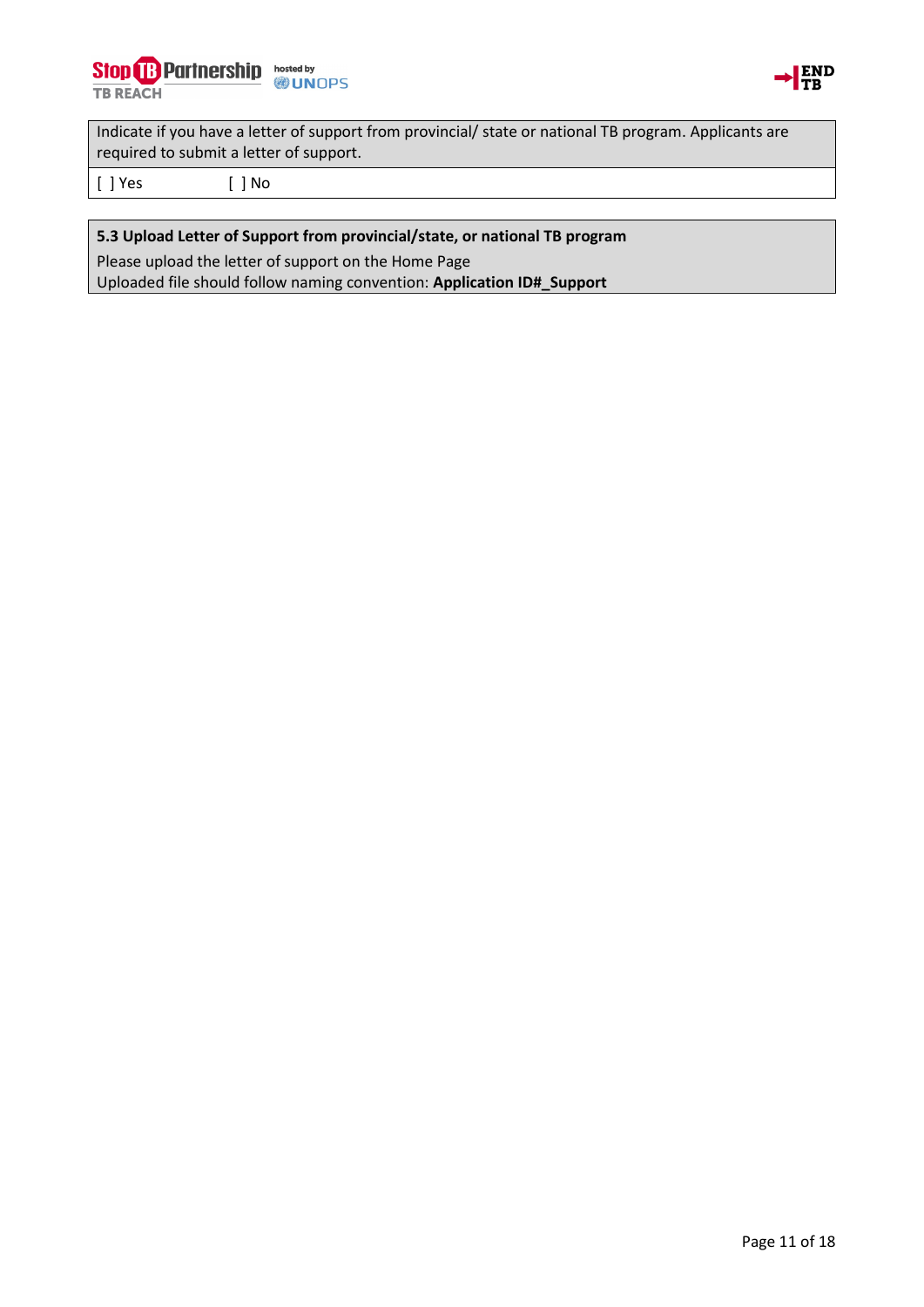| |
|---|
| Indicate if you have a letter of support from provincial/ state or national TB program. Applicants are required to submit a letter of support. |
| [ ] Yes [ ] No |

**5.3 Upload Letter of Support from provincial/state, or national TB program**

Please upload the letter of support on the Home Page

Uploaded file should follow naming convention: **Application ID#_Support**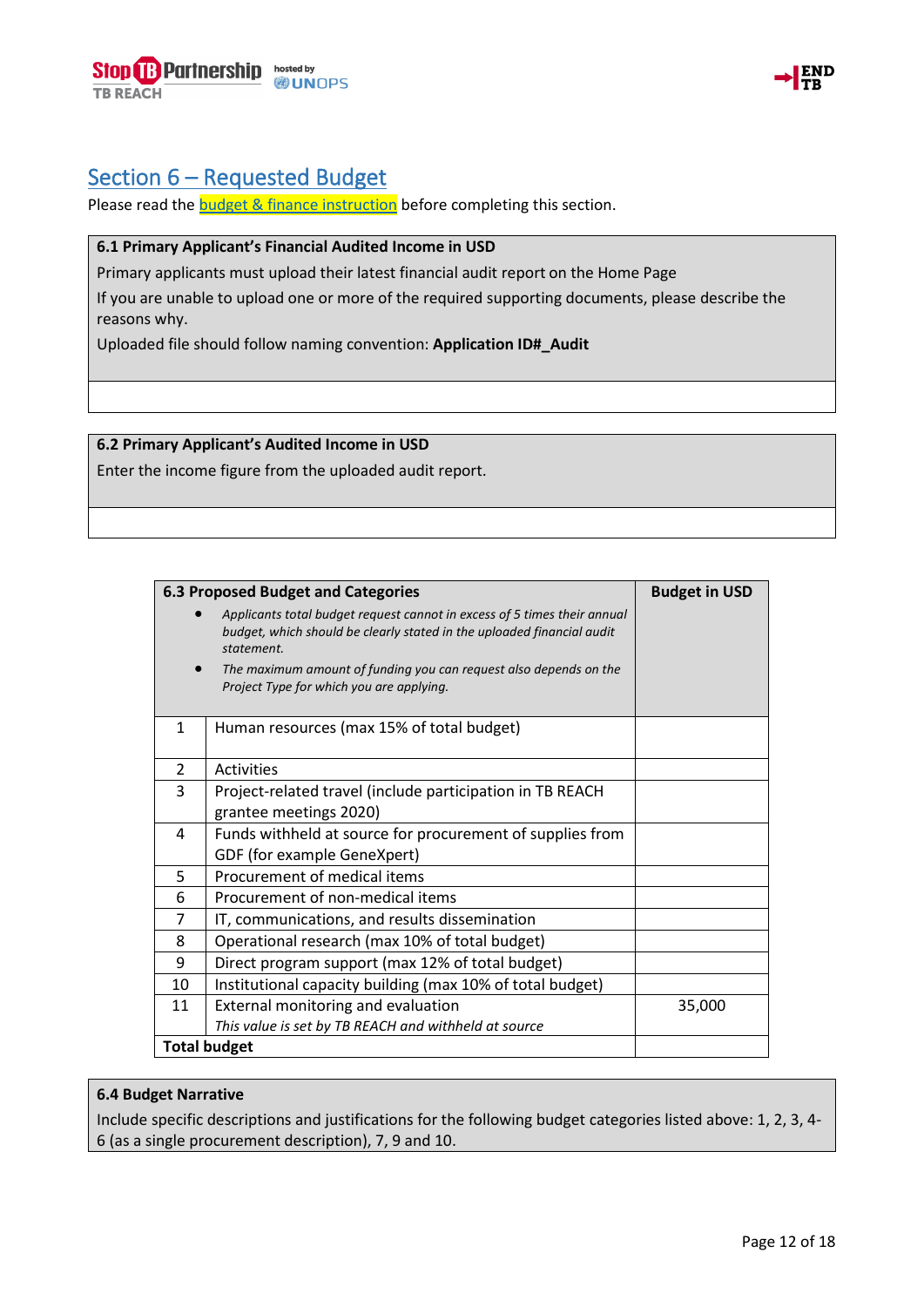## Section 6 – Requested Budget

Please read the budget & finance instruction before completing this section.

| **6.1 Primary Applicant's Financial Audited Income in USD** |
|---|
| Primary applicants must upload their latest financial audit report on the Home Page<br>If you are unable to upload one or more of the required supporting documents, please describe the reasons why.<br>Uploaded file should follow naming convention: **Application ID#_Audit** |
| |

| **6.2 Primary Applicant's Audited Income in USD** |
|---|
| Enter the income figure from the uploaded audit report. |
| |

| **6.3 Proposed Budget and Categories**<br>• *Applicants total budget request cannot in excess of 5 times their annual budget, which should be clearly stated in the uploaded financial audit statement.*<br>• *The maximum amount of funding you can request also depends on the Project Type for which you are applying.* | | **Budget in USD** |
|---|---|---|
| 1 | Human resources (max 15% of total budget) | |
| 2 | Activities | |
| 3 | Project-related travel (include participation in TB REACH grantee meetings 2020) | |
| 4 | Funds withheld at source for procurement of supplies from GDF (for example GeneXpert) | |
| 5 | Procurement of medical items | |
| 6 | Procurement of non-medical items | |
| 7 | IT, communications, and results dissemination | |
| 8 | Operational research (max 10% of total budget) | |
| 9 | Direct program support (max 12% of total budget) | |
| 10 | Institutional capacity building (max 10% of total budget) | |
| 11 | External monitoring and evaluation<br>*This value is set by TB REACH and withheld at source* | 35,000 |
| **Total budget** | | |

| **6.4 Budget Narrative** |
|---|
| Include specific descriptions and justifications for the following budget categories listed above: 1, 2, 3, 4-6 (as a single procurement description), 7, 9 and 10. |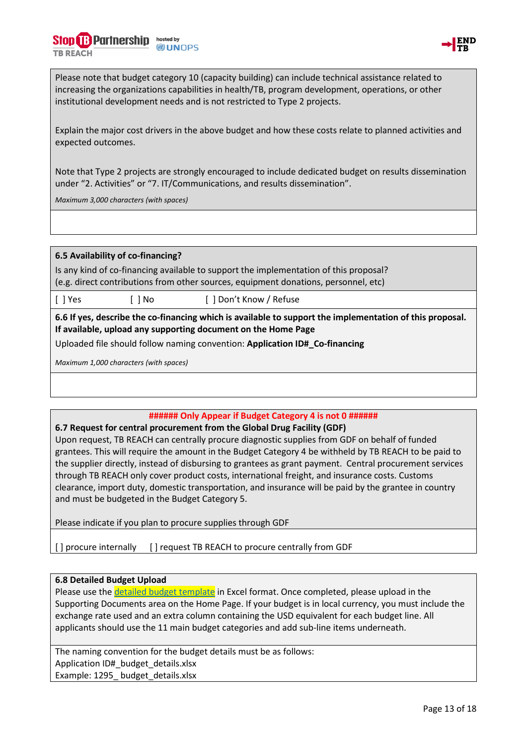Please note that budget category 10 (capacity building) can include technical assistance related to increasing the organizations capabilities in health/TB, program development, operations, or other institutional development needs and is not restricted to Type 2 projects.

Explain the major cost drivers in the above budget and how these costs relate to planned activities and expected outcomes.

Note that Type 2 projects are strongly encouraged to include dedicated budget on results dissemination under “2. Activities” or “7. IT/Communications, and results dissemination”.

*Maximum 3,000 characters (with spaces)*

**6.5 Availability of co-financing?**

Is any kind of co-financing available to support the implementation of this proposal?
(e.g. direct contributions from other sources, equipment donations, personnel, etc)

[ ] Yes [ ] No [ ] Don't Know / Refuse

**6.6 If yes, describe the co-financing which is available to support the implementation of this proposal. If available, upload any supporting document on the Home Page**

Uploaded file should follow naming convention: **Application ID#_Co-financing**

*Maximum 1,000 characters (with spaces)*

**###### Only Appear if Budget Category 4 is not 0 ######**

**6.7 Request for central procurement from the Global Drug Facility (GDF)**

Upon request, TB REACH can centrally procure diagnostic supplies from GDF on behalf of funded grantees. This will require the amount in the Budget Category 4 be withheld by TB REACH to be paid to the supplier directly, instead of disbursing to grantees as grant payment. Central procurement services through TB REACH only cover product costs, international freight, and insurance costs. Customs clearance, import duty, domestic transportation, and insurance will be paid by the grantee in country and must be budgeted in the Budget Category 5.

Please indicate if you plan to procure supplies through GDF

[ ] procure internally [ ] request TB REACH to procure centrally from GDF

**6.8 Detailed Budget Upload**

Please use the detailed budget template in Excel format. Once completed, please upload in the Supporting Documents area on the Home Page. If your budget is in local currency, you must include the exchange rate used and an extra column containing the USD equivalent for each budget line. All applicants should use the 11 main budget categories and add sub-line items underneath.

The naming convention for the budget details must be as follows:
Application ID#_budget_details.xlsx
Example: 1295_ budget_details.xlsx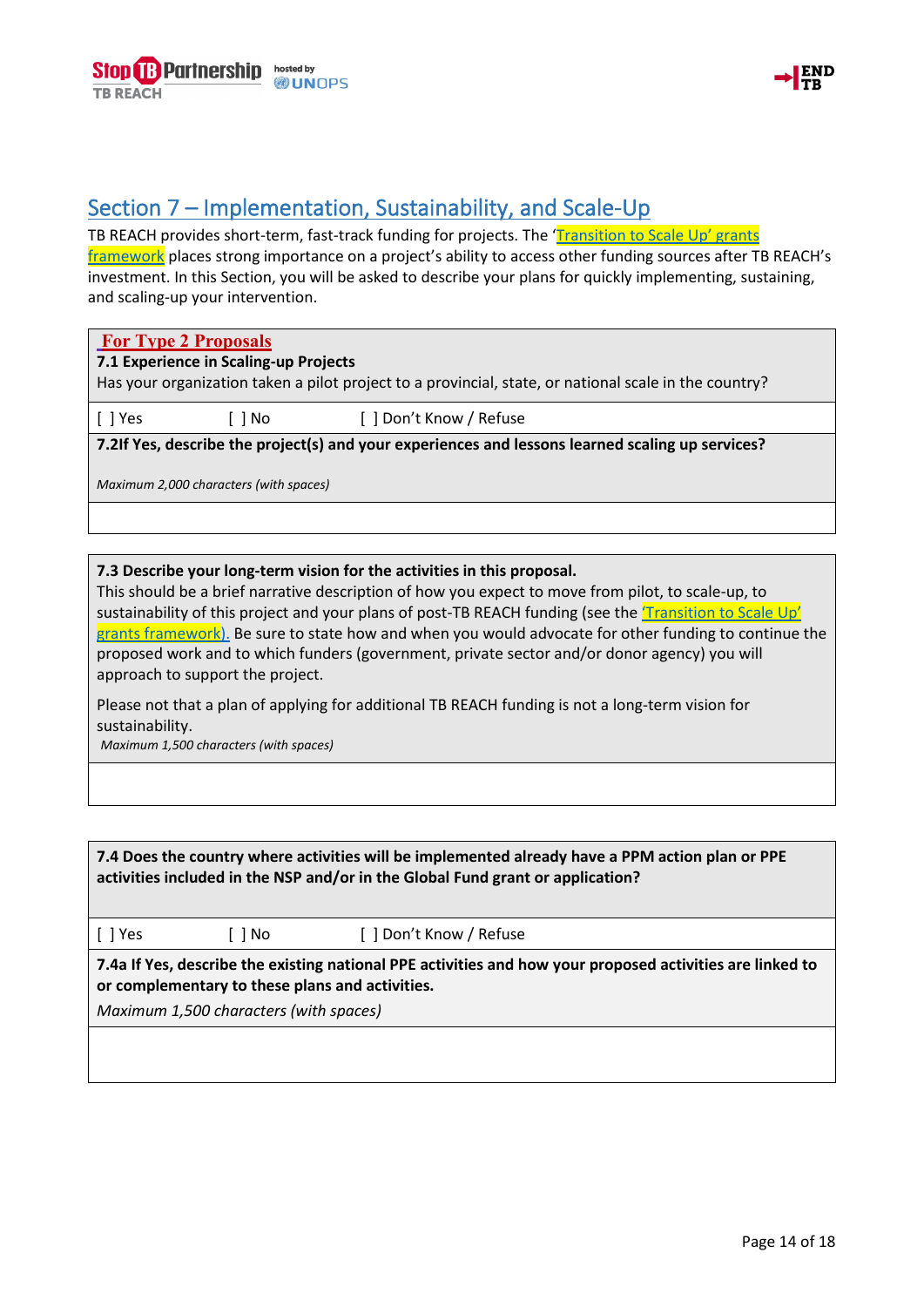## Section 7 – Implementation, Sustainability, and Scale-Up

TB REACH provides short-term, fast-track funding for projects. The 'Transition to Scale Up' grants framework places strong importance on a project's ability to access other funding sources after TB REACH's investment. In this Section, you will be asked to describe your plans for quickly implementing, sustaining, and scaling-up your intervention.

**For Type 2 Proposals**

**7.1 Experience in Scaling-up Projects**

Has your organization taken a pilot project to a provincial, state, or national scale in the country?

[ ] Yes [ ] No [ ] Don't Know / Refuse

**7.2If Yes, describe the project(s) and your experiences and lessons learned scaling up services?**

*Maximum 2,000 characters (with spaces)*

**7.3 Describe your long-term vision for the activities in this proposal.**

This should be a brief narrative description of how you expect to move from pilot, to scale-up, to sustainability of this project and your plans of post-TB REACH funding (see the 'Transition to Scale Up' grants framework). Be sure to state how and when you would advocate for other funding to continue the proposed work and to which funders (government, private sector and/or donor agency) you will approach to support the project.

Please not that a plan of applying for additional TB REACH funding is not a long-term vision for sustainability.

*Maximum 1,500 characters (with spaces)*

**7.4 Does the country where activities will be implemented already have a PPM action plan or PPE activities included in the NSP and/or in the Global Fund grant or application?**

[ ] Yes [ ] No [ ] Don't Know / Refuse

**7.4a If Yes, describe the existing national PPE activities and how your proposed activities are linked to or complementary to these plans and activities.**

*Maximum 1,500 characters (with spaces)*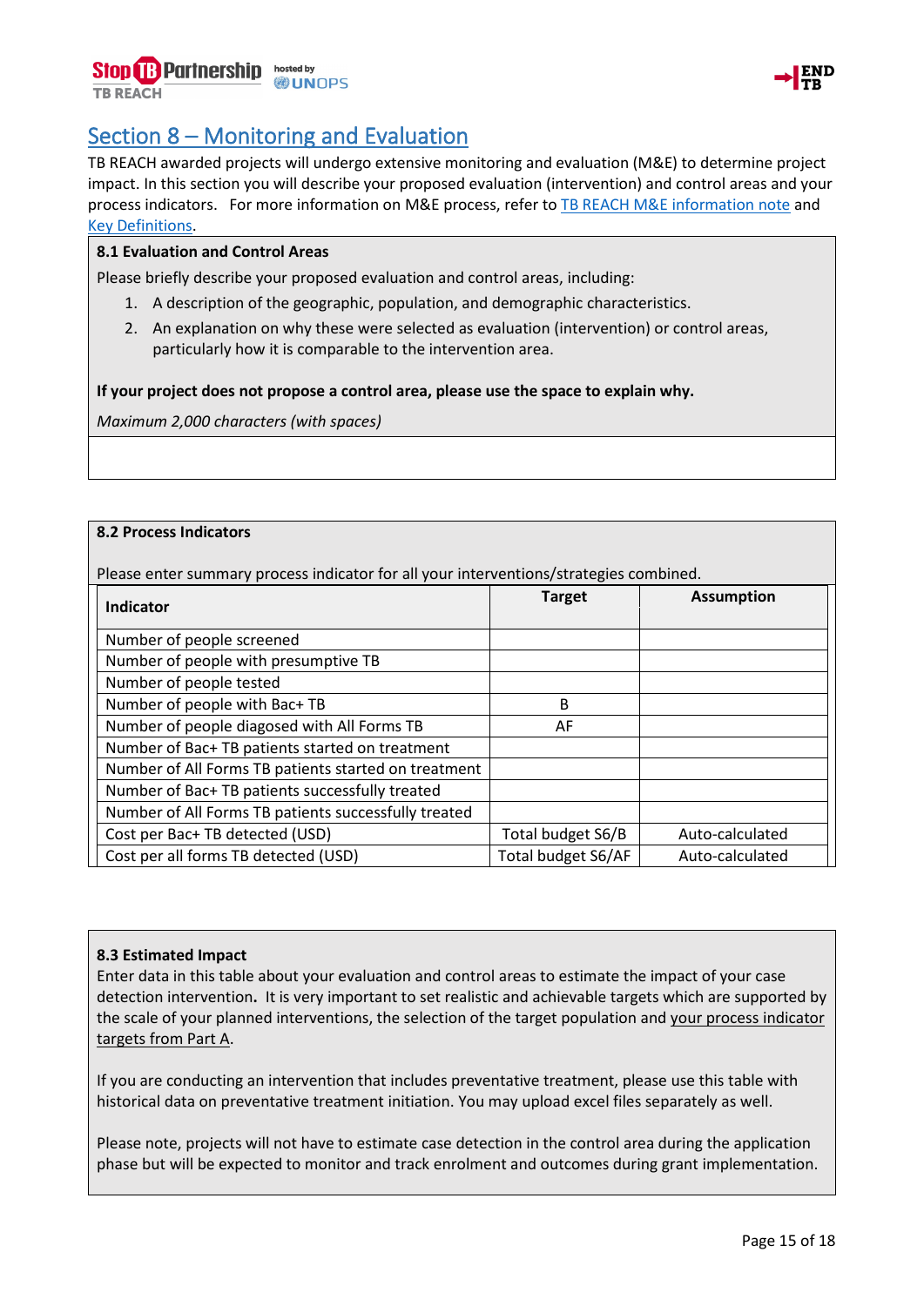## Section 8 – Monitoring and Evaluation

TB REACH awarded projects will undergo extensive monitoring and evaluation (M&E) to determine project impact. In this section you will describe your proposed evaluation (intervention) and control areas and your process indicators. For more information on M&E process, refer to TB REACH M&E information note and Key Definitions.

**8.1 Evaluation and Control Areas**

Please briefly describe your proposed evaluation and control areas, including:

1. A description of the geographic, population, and demographic characteristics.
2. An explanation on why these were selected as evaluation (intervention) or control areas, particularly how it is comparable to the intervention area.

**If your project does not propose a control area, please use the space to explain why.**

*Maximum 2,000 characters (with spaces)*

**8.2 Process Indicators**

Please enter summary process indicator for all your interventions/strategies combined.

| Indicator | Target | Assumption |
|---|---|---|
| Number of people screened | | |
| Number of people with presumptive TB | | |
| Number of people tested | | |
| Number of people with Bac+ TB | B | |
| Number of people diagosed with All Forms TB | AF | |
| Number of Bac+ TB patients started on treatment | | |
| Number of All Forms TB patients started on treatment | | |
| Number of Bac+ TB patients successfully treated | | |
| Number of All Forms TB patients successfully treated | | |
| Cost per Bac+ TB detected (USD) | Total budget S6/B | Auto-calculated |
| Cost per all forms TB detected (USD) | Total budget S6/AF | Auto-calculated |

**8.3 Estimated Impact**

Enter data in this table about your evaluation and control areas to estimate the impact of your case detection intervention. It is very important to set realistic and achievable targets which are supported by the scale of your planned interventions, the selection of the target population and your process indicator targets from Part A.

If you are conducting an intervention that includes preventative treatment, please use this table with historical data on preventative treatment initiation. You may upload excel files separately as well.

Please note, projects will not have to estimate case detection in the control area during the application phase but will be expected to monitor and track enrolment and outcomes during grant implementation.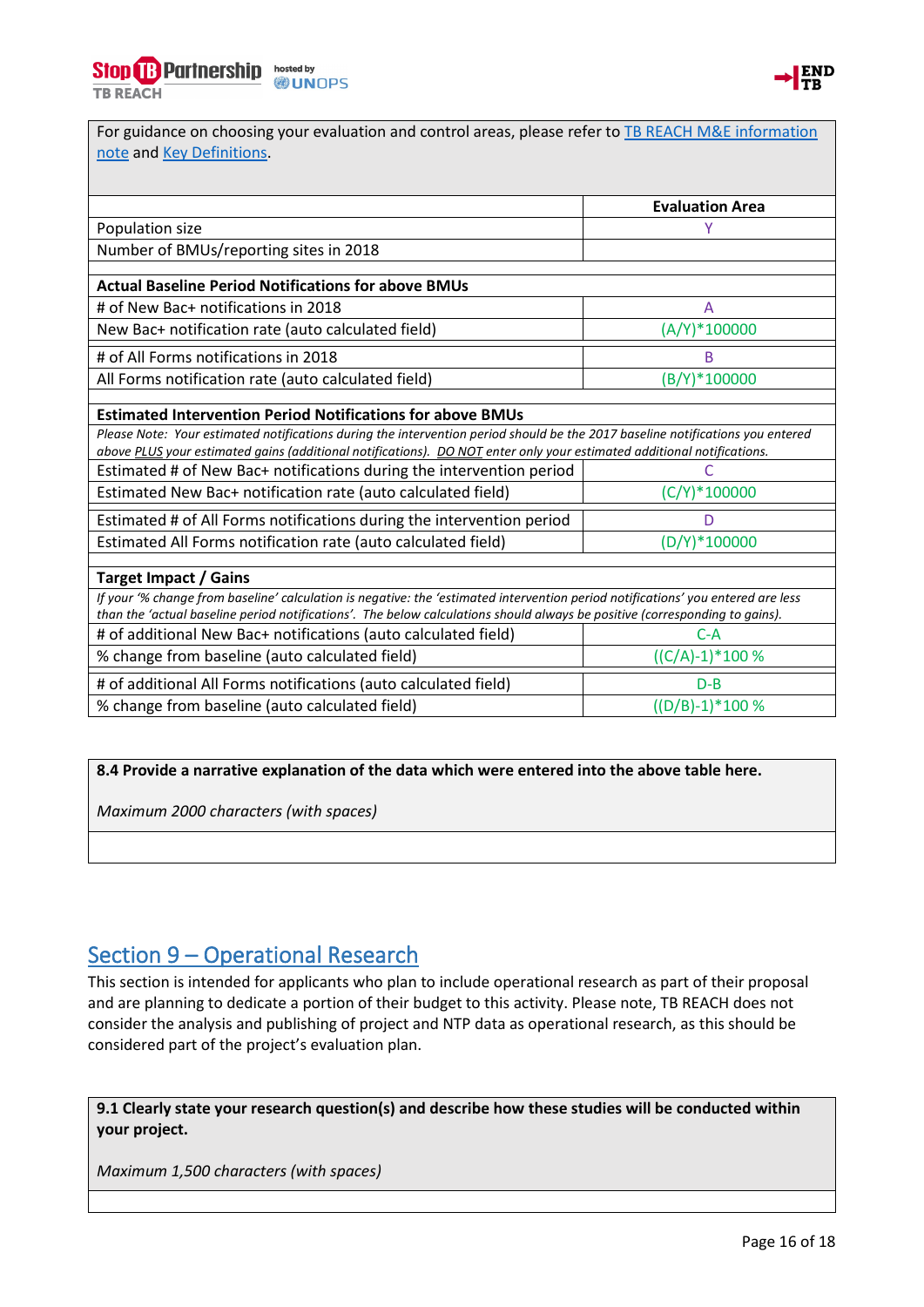For guidance on choosing your evaluation and control areas, please refer to [TB REACH M&E information note] and [Key Definitions].

| | Evaluation Area |
|---|---|
| Population size | Y |
| Number of BMUs/reporting sites in 2018 | |
| **Actual Baseline Period Notifications for above BMUs** | |
| # of New Bac+ notifications in 2018 | A |
| New Bac+ notification rate (auto calculated field) | (A/Y)*100000 |
| # of All Forms notifications in 2018 | B |
| All Forms notification rate (auto calculated field) | (B/Y)*100000 |
| **Estimated Intervention Period Notifications for above BMUs** | |
| *Please Note: Your estimated notifications during the intervention period should be the 2017 baseline notifications you entered above PLUS your estimated gains (additional notifications). DO NOT enter only your estimated additional notifications.* | |
| Estimated # of New Bac+ notifications during the intervention period | C |
| Estimated New Bac+ notification rate (auto calculated field) | (C/Y)*100000 |
| Estimated # of All Forms notifications during the intervention period | D |
| Estimated All Forms notification rate (auto calculated field) | (D/Y)*100000 |
| **Target Impact / Gains** | |
| *If your '% change from baseline' calculation is negative: the 'estimated intervention period notifications' you entered are less than the 'actual baseline period notifications'. The below calculations should always be positive (corresponding to gains).* | |
| # of additional New Bac+ notifications (auto calculated field) | C-A |
| % change from baseline (auto calculated field) | ((C/A)-1)*100 % |
| # of additional All Forms notifications (auto calculated field) | D-B |
| % change from baseline (auto calculated field) | ((D/B)-1)*100 % |

**8.4 Provide a narrative explanation of the data which were entered into the above table here.**

*Maximum 2000 characters (with spaces)*

## Section 9 – Operational Research

This section is intended for applicants who plan to include operational research as part of their proposal and are planning to dedicate a portion of their budget to this activity. Please note, TB REACH does not consider the analysis and publishing of project and NTP data as operational research, as this should be considered part of the project's evaluation plan.

**9.1 Clearly state your research question(s) and describe how these studies will be conducted within your project.**

*Maximum 1,500 characters (with spaces)*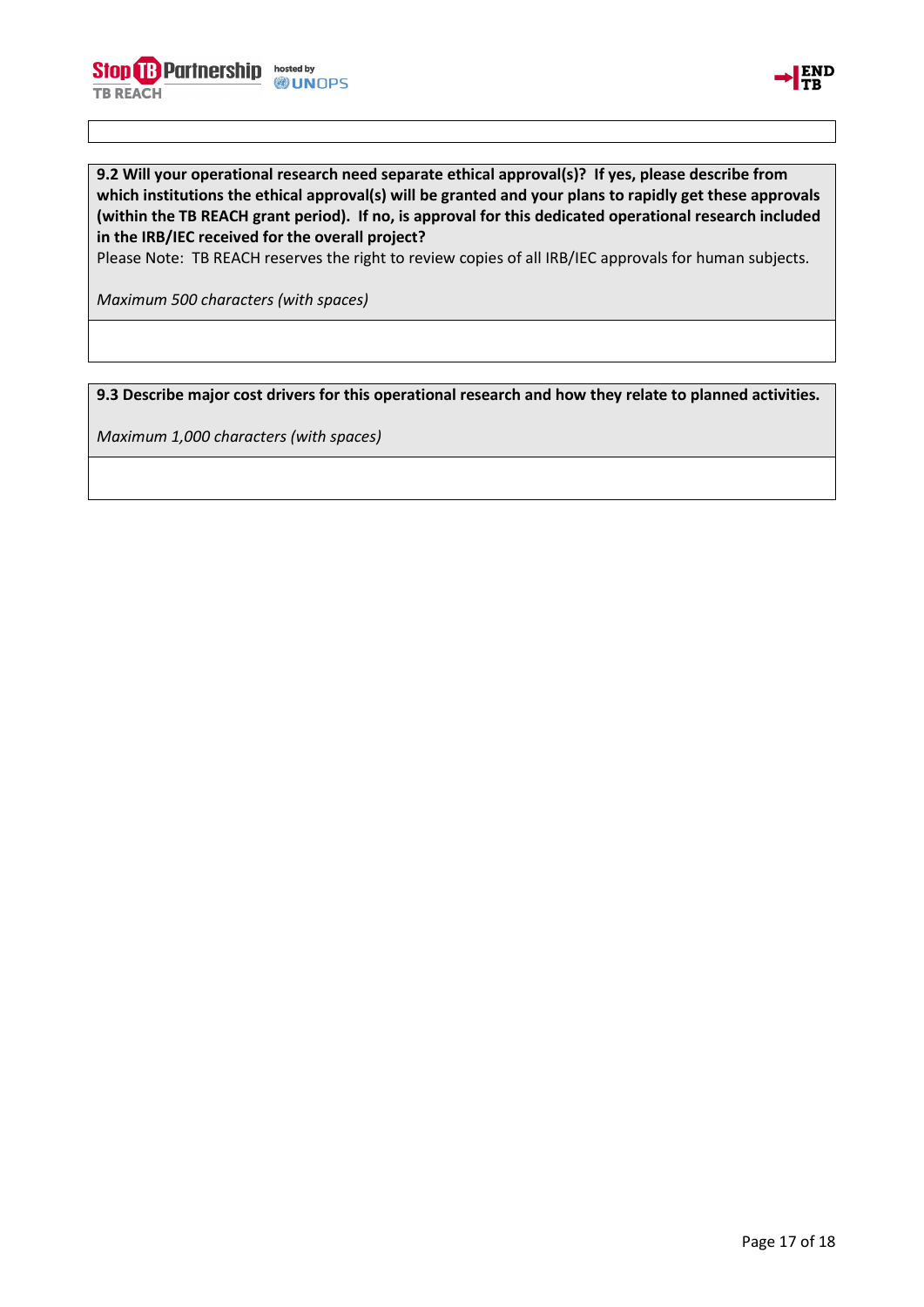**9.2 Will your operational research need separate ethical approval(s)? If yes, please describe from which institutions the ethical approval(s) will be granted and your plans to rapidly get these approvals (within the TB REACH grant period). If no, is approval for this dedicated operational research included in the IRB/IEC received for the overall project?**

Please Note: TB REACH reserves the right to review copies of all IRB/IEC approvals for human subjects.

*Maximum 500 characters (with spaces)*

**9.3 Describe major cost drivers for this operational research and how they relate to planned activities.**

*Maximum 1,000 characters (with spaces)*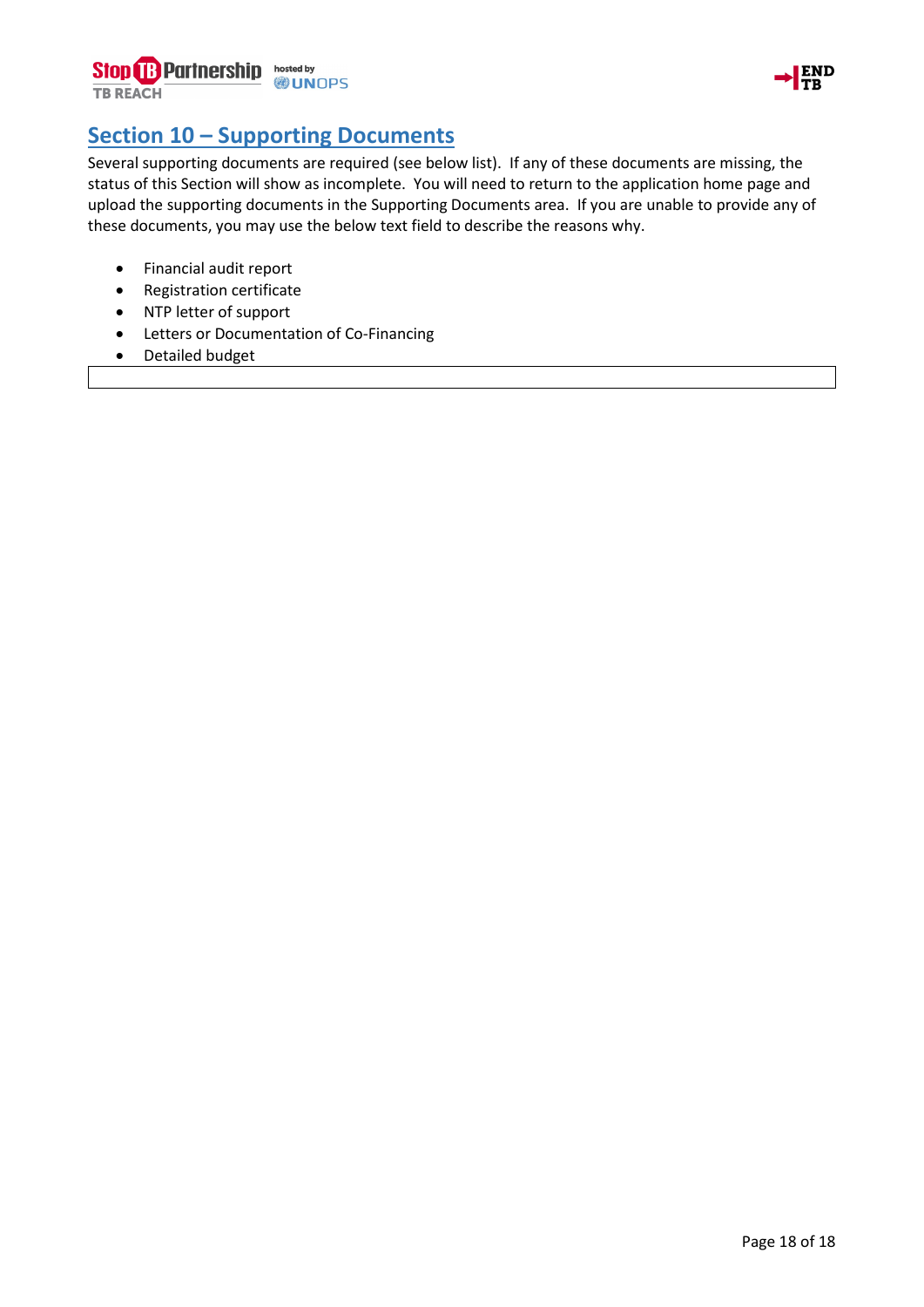## Section 10 – Supporting Documents

Several supporting documents are required (see below list). If any of these documents are missing, the status of this Section will show as incomplete. You will need to return to the application home page and upload the supporting documents in the Supporting Documents area. If you are unable to provide any of these documents, you may use the below text field to describe the reasons why.

- Financial audit report
- Registration certificate
- NTP letter of support
- Letters or Documentation of Co-Financing
- Detailed budget

| |
|---|
| |